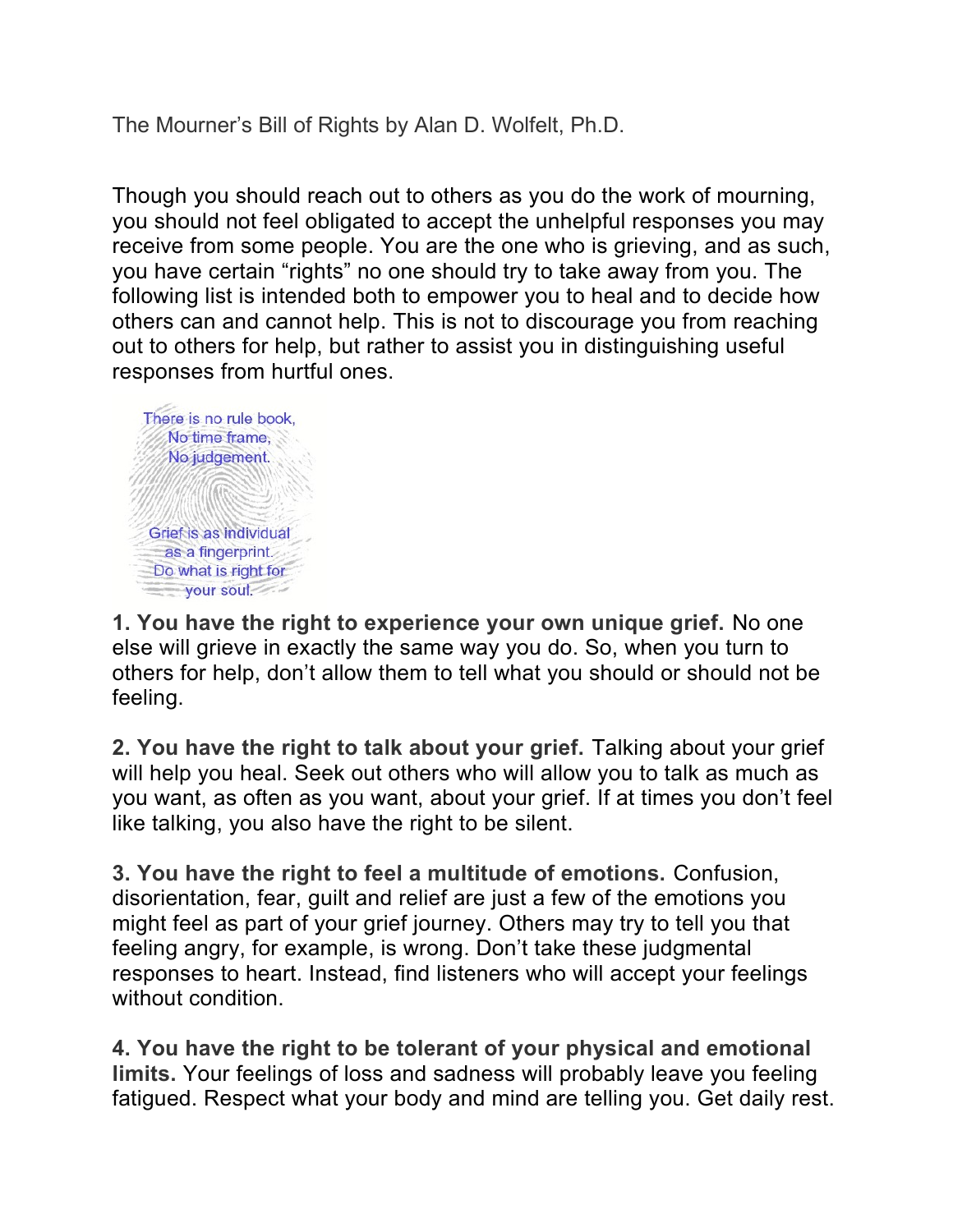The Mourner's Bill of Rights by Alan D. Wolfelt, Ph.D.

Though you should reach out to others as you do the work of mourning, you should not feel obligated to accept the unhelpful responses you may receive from some people. You are the one who is grieving, and as such, you have certain "rights" no one should try to take away from you. The following list is intended both to empower you to heal and to decide how others can and cannot help. This is not to discourage you from reaching out to others for help, but rather to assist you in distinguishing useful responses from hurtful ones.

There is no rule book,
No time frame,
No judgement.

Grief is as individual
as a fingerprint.
Do what is right for
your soul.

**1. You have the right to experience your own unique grief.** No one else will grieve in exactly the same way you do. So, when you turn to others for help, don't allow them to tell what you should or should not be feeling.

**2. You have the right to talk about your grief.** Talking about your grief will help you heal. Seek out others who will allow you to talk as much as you want, as often as you want, about your grief. If at times you don't feel like talking, you also have the right to be silent.

**3. You have the right to feel a multitude of emotions.** Confusion, disorientation, fear, guilt and relief are just a few of the emotions you might feel as part of your grief journey. Others may try to tell you that feeling angry, for example, is wrong. Don't take these judgmental responses to heart. Instead, find listeners who will accept your feelings without condition.

**4. You have the right to be tolerant of your physical and emotional limits.** Your feelings of loss and sadness will probably leave you feeling fatigued. Respect what your body and mind are telling you. Get daily rest.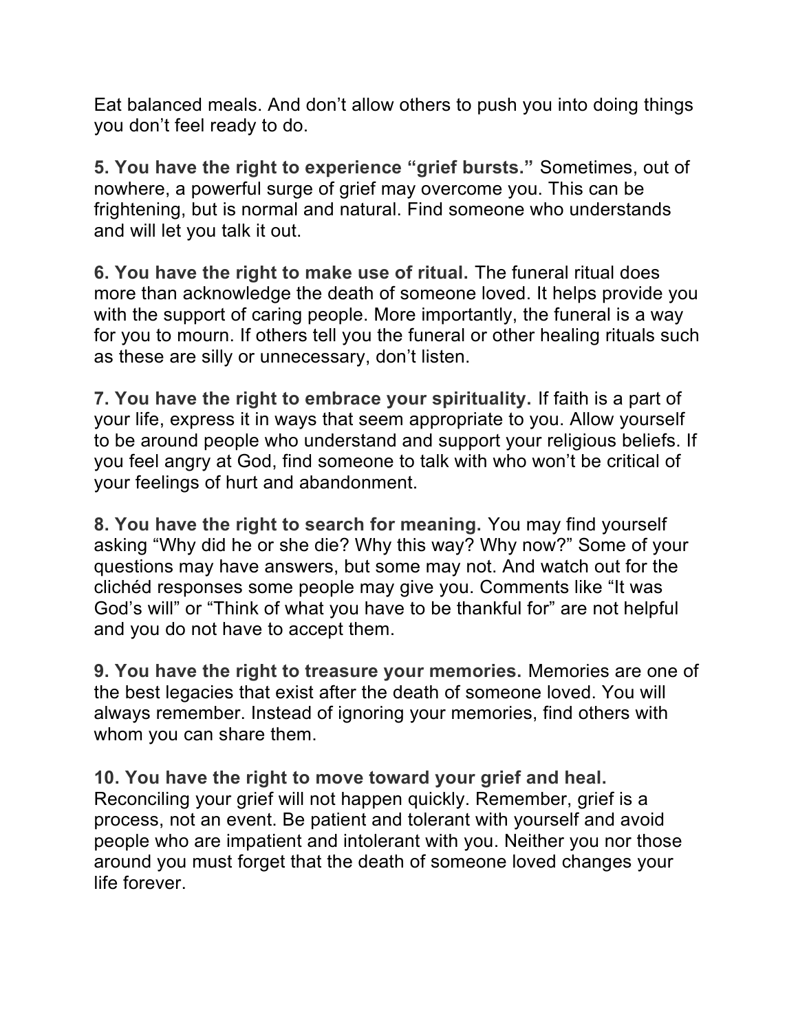Eat balanced meals. And don't allow others to push you into doing things you don't feel ready to do.

**5. You have the right to experience "grief bursts."** Sometimes, out of nowhere, a powerful surge of grief may overcome you. This can be frightening, but is normal and natural. Find someone who understands and will let you talk it out.

**6. You have the right to make use of ritual.** The funeral ritual does more than acknowledge the death of someone loved. It helps provide you with the support of caring people. More importantly, the funeral is a way for you to mourn. If others tell you the funeral or other healing rituals such as these are silly or unnecessary, don't listen.

**7. You have the right to embrace your spirituality.** If faith is a part of your life, express it in ways that seem appropriate to you. Allow yourself to be around people who understand and support your religious beliefs. If you feel angry at God, find someone to talk with who won't be critical of your feelings of hurt and abandonment.

**8. You have the right to search for meaning.** You may find yourself asking "Why did he or she die? Why this way? Why now?" Some of your questions may have answers, but some may not. And watch out for the clichéd responses some people may give you. Comments like "It was God's will" or "Think of what you have to be thankful for" are not helpful and you do not have to accept them.

**9. You have the right to treasure your memories.** Memories are one of the best legacies that exist after the death of someone loved. You will always remember. Instead of ignoring your memories, find others with whom you can share them.

**10. You have the right to move toward your grief and heal.** Reconciling your grief will not happen quickly. Remember, grief is a process, not an event. Be patient and tolerant with yourself and avoid people who are impatient and intolerant with you. Neither you nor those around you must forget that the death of someone loved changes your life forever.